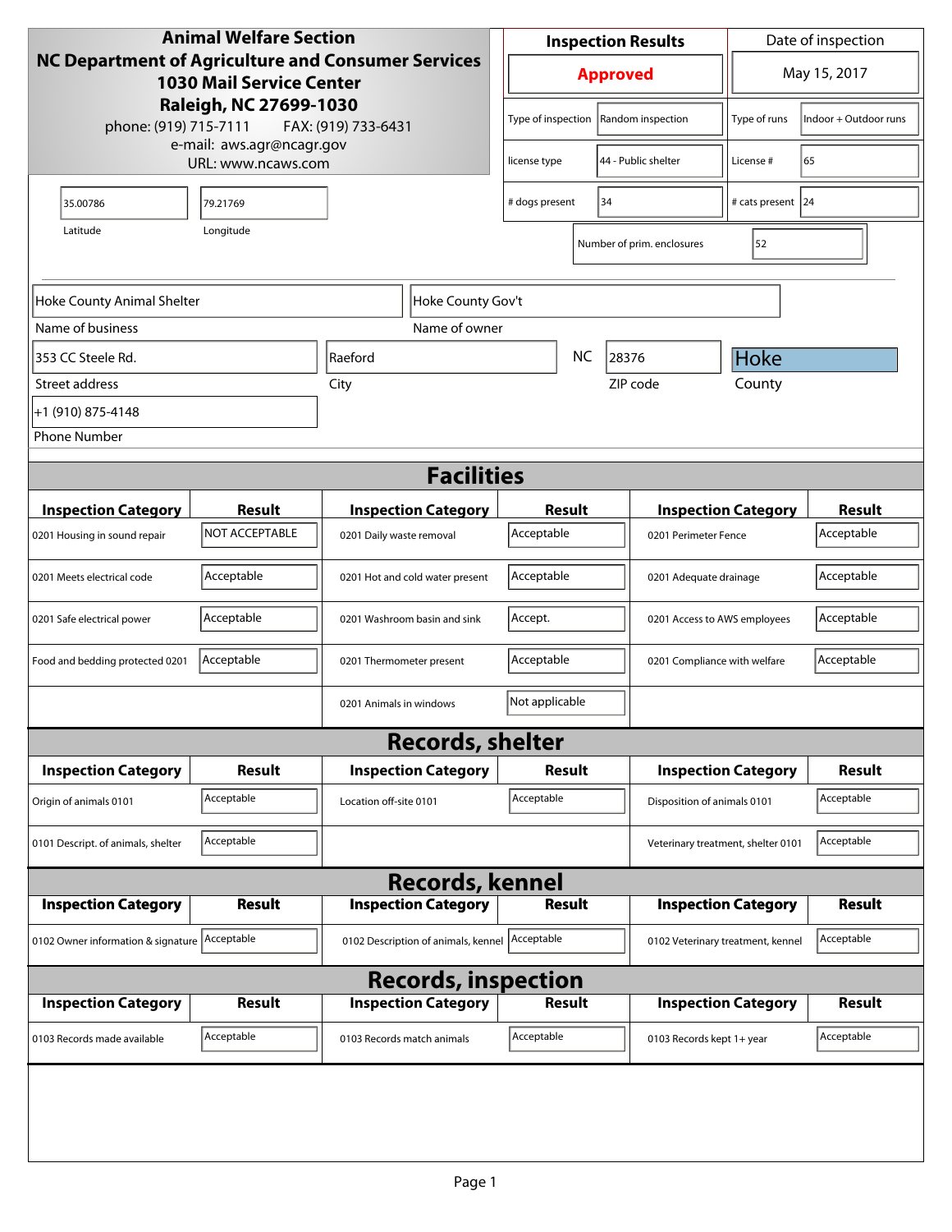**Animal Welfare Section**
**NC Department of Agriculture and Consumer Services**
**1030 Mail Service Center**
**Raleigh, NC 27699-1030**
phone: (919) 715-7111 FAX: (919) 733-6431
e-mail: aws.agr@ncagr.gov
URL: www.ncaws.com

| Inspection Results | Date of inspection |
|---|---|
| **Approved** | May 15, 2017 |

| | | | |
|---|---|---|---|
| Type of inspection | Random inspection | Type of runs | Indoor + Outdoor runs |
| license type | 44 - Public shelter | License # | 65 |
| # dogs present | 34 | # cats present | 24 |
| Number of prim. enclosures | 52 | | |

| Latitude | Longitude |
|---|---|
| 35.00786 | 79.21769 |

| Field | Value |
|---|---|
| Name of business | Hoke County Animal Shelter |
| Name of owner | Hoke County Gov't |
| Street address | 353 CC Steele Rd. |
| City | Raeford |
| State | NC |
| ZIP code | 28376 |
| County | Hoke |
| Phone Number | +1 (910) 875-4148 |

## Facilities

| Inspection Category | Result | Inspection Category | Result | Inspection Category | Result |
|---|---|---|---|---|---|
| 0201 Housing in sound repair | NOT ACCEPTABLE | 0201 Daily waste removal | Acceptable | 0201 Perimeter Fence | Acceptable |
| 0201 Meets electrical code | Acceptable | 0201 Hot and cold water present | Acceptable | 0201 Adequate drainage | Acceptable |
| 0201 Safe electrical power | Acceptable | 0201 Washroom basin and sink | Accept. | 0201 Access to AWS employees | Acceptable |
| Food and bedding protected 0201 | Acceptable | 0201 Thermometer present | Acceptable | 0201 Compliance with welfare | Acceptable |
| | | 0201 Animals in windows | Not applicable | | |

## Records, shelter

| Inspection Category | Result | Inspection Category | Result | Inspection Category | Result |
|---|---|---|---|---|---|
| Origin of animals 0101 | Acceptable | Location off-site 0101 | Acceptable | Disposition of animals 0101 | Acceptable |
| 0101 Descript. of animals, shelter | Acceptable | | | Veterinary treatment, shelter 0101 | Acceptable |

## Records, kennel

| Inspection Category | Result | Inspection Category | Result | Inspection Category | Result |
|---|---|---|---|---|---|
| 0102 Owner information & signature | Acceptable | 0102 Description of animals, kennel | Acceptable | 0102 Veterinary treatment, kennel | Acceptable |

## Records, inspection

| Inspection Category | Result | Inspection Category | Result | Inspection Category | Result |
|---|---|---|---|---|---|
| 0103 Records made available | Acceptable | 0103 Records match animals | Acceptable | 0103 Records kept 1+ year | Acceptable |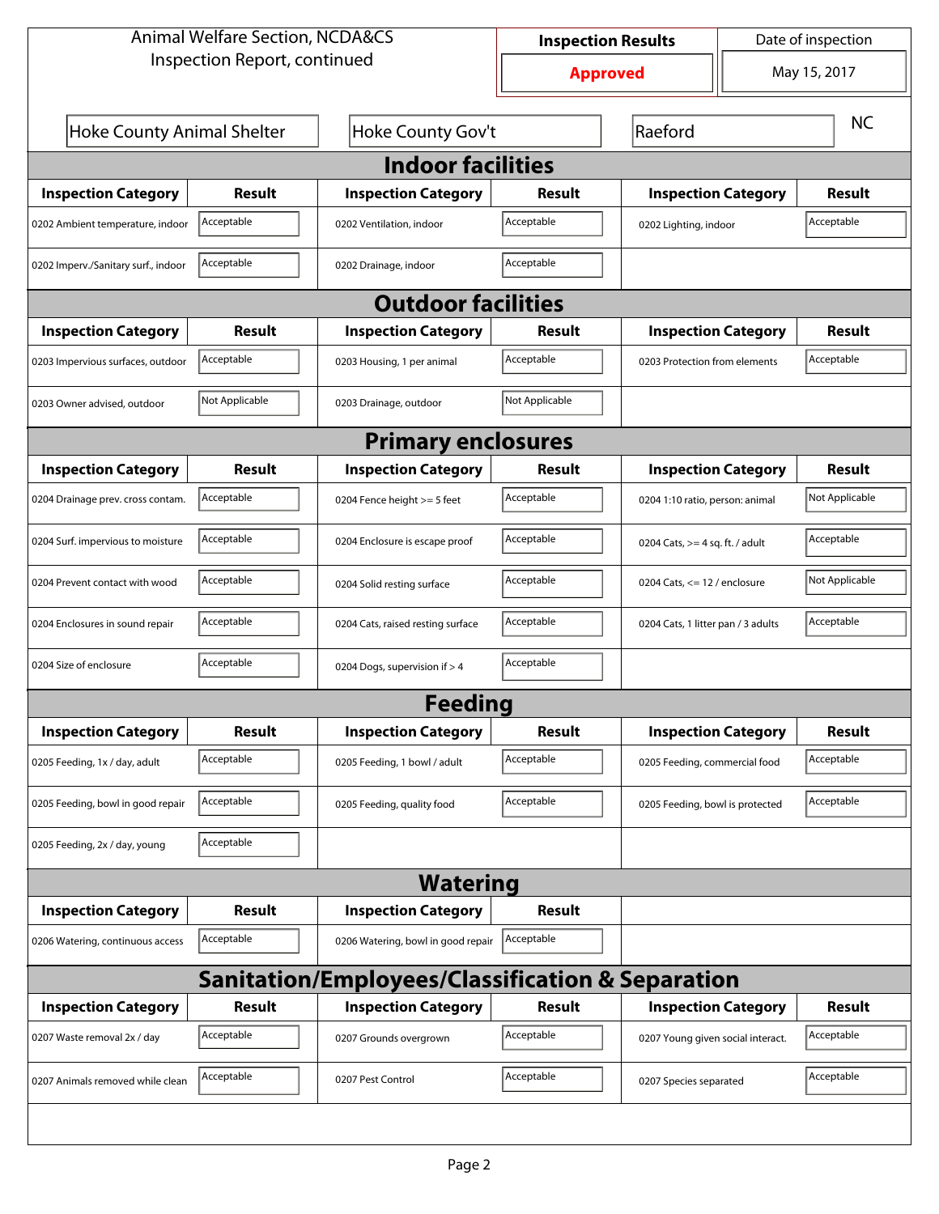Animal Welfare Section, NCDA&CS
Inspection Report, continued

| Inspection Results | Date of inspection |
|---|---|
| **Approved** | May 15, 2017 |

| Hoke County Animal Shelter | Hoke County Gov't | Raeford | NC |
|---|---|---|---|

## Indoor facilities

| Inspection Category | Result | Inspection Category | Result | Inspection Category | Result |
|---|---|---|---|---|---|
| 0202 Ambient temperature, indoor | Acceptable | 0202 Ventilation, indoor | Acceptable | 0202 Lighting, indoor | Acceptable |
| 0202 Imperv./Sanitary surf., indoor | Acceptable | 0202 Drainage, indoor | Acceptable | | |

## Outdoor facilities

| Inspection Category | Result | Inspection Category | Result | Inspection Category | Result |
|---|---|---|---|---|---|
| 0203 Impervious surfaces, outdoor | Acceptable | 0203 Housing, 1 per animal | Acceptable | 0203 Protection from elements | Acceptable |
| 0203 Owner advised, outdoor | Not Applicable | 0203 Drainage, outdoor | Not Applicable | | |

## Primary enclosures

| Inspection Category | Result | Inspection Category | Result | Inspection Category | Result |
|---|---|---|---|---|---|
| 0204 Drainage prev. cross contam. | Acceptable | 0204 Fence height >= 5 feet | Acceptable | 0204 1:10 ratio, person: animal | Not Applicable |
| 0204 Surf. impervious to moisture | Acceptable | 0204 Enclosure is escape proof | Acceptable | 0204 Cats, >= 4 sq. ft. / adult | Acceptable |
| 0204 Prevent contact with wood | Acceptable | 0204 Solid resting surface | Acceptable | 0204 Cats, <= 12 / enclosure | Not Applicable |
| 0204 Enclosures in sound repair | Acceptable | 0204 Cats, raised resting surface | Acceptable | 0204 Cats, 1 litter pan / 3 adults | Acceptable |
| 0204 Size of enclosure | Acceptable | 0204 Dogs, supervision if > 4 | Acceptable | | |

## Feeding

| Inspection Category | Result | Inspection Category | Result | Inspection Category | Result |
|---|---|---|---|---|---|
| 0205 Feeding, 1x / day, adult | Acceptable | 0205 Feeding, 1 bowl / adult | Acceptable | 0205 Feeding, commercial food | Acceptable |
| 0205 Feeding, bowl in good repair | Acceptable | 0205 Feeding, quality food | Acceptable | 0205 Feeding, bowl is protected | Acceptable |
| 0205 Feeding, 2x / day, young | Acceptable | | | | |

## Watering

| Inspection Category | Result | Inspection Category | Result |
|---|---|---|---|
| 0206 Watering, continuous access | Acceptable | 0206 Watering, bowl in good repair | Acceptable |

## Sanitation/Employees/Classification & Separation

| Inspection Category | Result | Inspection Category | Result | Inspection Category | Result |
|---|---|---|---|---|---|
| 0207 Waste removal 2x / day | Acceptable | 0207 Grounds overgrown | Acceptable | 0207 Young given social interact. | Acceptable |
| 0207 Animals removed while clean | Acceptable | 0207 Pest Control | Acceptable | 0207 Species separated | Acceptable |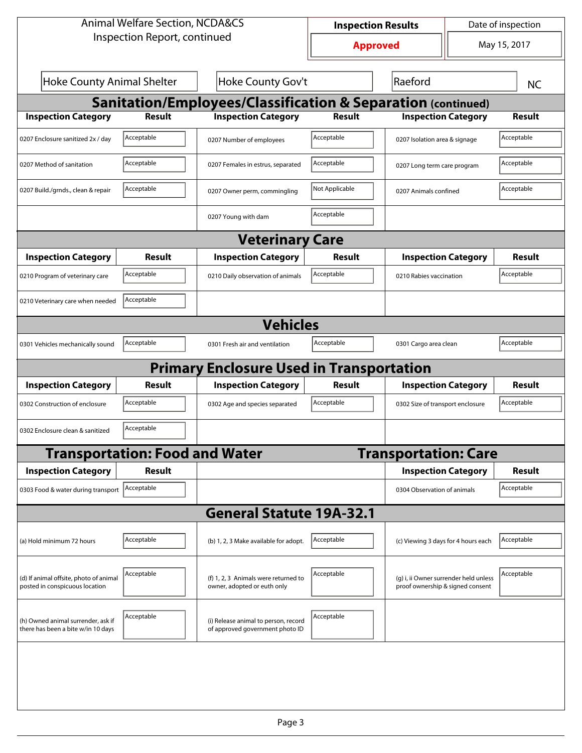Animal Welfare Section, NCDA&CS
Inspection Report, continued

| Inspection Results | Date of inspection |
|---|---|
| **Approved** | May 15, 2017 |

| Hoke County Animal Shelter | Hoke County Gov't | Raeford | NC |
|---|---|---|---|

## Sanitation/Employees/Classification & Separation (continued)

| Inspection Category | Result | Inspection Category | Result | Inspection Category | Result |
|---|---|---|---|---|---|
| 0207 Enclosure sanitized 2x / day | Acceptable | 0207 Number of employees | Acceptable | 0207 Isolation area & signage | Acceptable |
| 0207 Method of sanitation | Acceptable | 0207 Females in estrus, separated | Acceptable | 0207 Long term care program | Acceptable |
| 0207 Build./grnds., clean & repair | Acceptable | 0207 Owner perm, commingling | Not Applicable | 0207 Animals confined | Acceptable |
| | | 0207 Young with dam | Acceptable | | |

## Veterinary Care

| Inspection Category | Result | Inspection Category | Result | Inspection Category | Result |
|---|---|---|---|---|---|
| 0210 Program of veterinary care | Acceptable | 0210 Daily observation of animals | Acceptable | 0210 Rabies vaccination | Acceptable |
| 0210 Veterinary care when needed | Acceptable | | | | |

## Vehicles

| Inspection Category | Result | Inspection Category | Result | Inspection Category | Result |
|---|---|---|---|---|---|
| 0301 Vehicles mechanically sound | Acceptable | 0301 Fresh air and ventilation | Acceptable | 0301 Cargo area clean | Acceptable |

## Primary Enclosure Used in Transportation

| Inspection Category | Result | Inspection Category | Result | Inspection Category | Result |
|---|---|---|---|---|---|
| 0302 Construction of enclosure | Acceptable | 0302 Age and species separated | Acceptable | 0302 Size of transport enclosure | Acceptable |
| 0302 Enclosure clean & sanitized | Acceptable | | | | |

## Transportation: Food and Water / Transportation: Care

| Inspection Category | Result | Inspection Category | Result |
|---|---|---|---|
| 0303 Food & water during transport | Acceptable | 0304 Observation of animals | Acceptable |

## General Statute 19A-32.1

| Inspection Category | Result | Inspection Category | Result | Inspection Category | Result |
|---|---|---|---|---|---|
| (a) Hold minimum 72 hours | Acceptable | (b) 1, 2, 3 Make available for adopt. | Acceptable | (c) Viewing 3 days for 4 hours each | Acceptable |
| (d) If animal offsite, photo of animal posted in conspicuous location | Acceptable | (f) 1, 2, 3 Animals were returned to owner, adopted or euth only | Acceptable | (g) i, ii Owner surrender held unless proof ownership & signed consent | Acceptable |
| (h) Owned animal surrender, ask if there has been a bite w/in 10 days | Acceptable | (i) Release animal to person, record of approved government photo ID | Acceptable | | |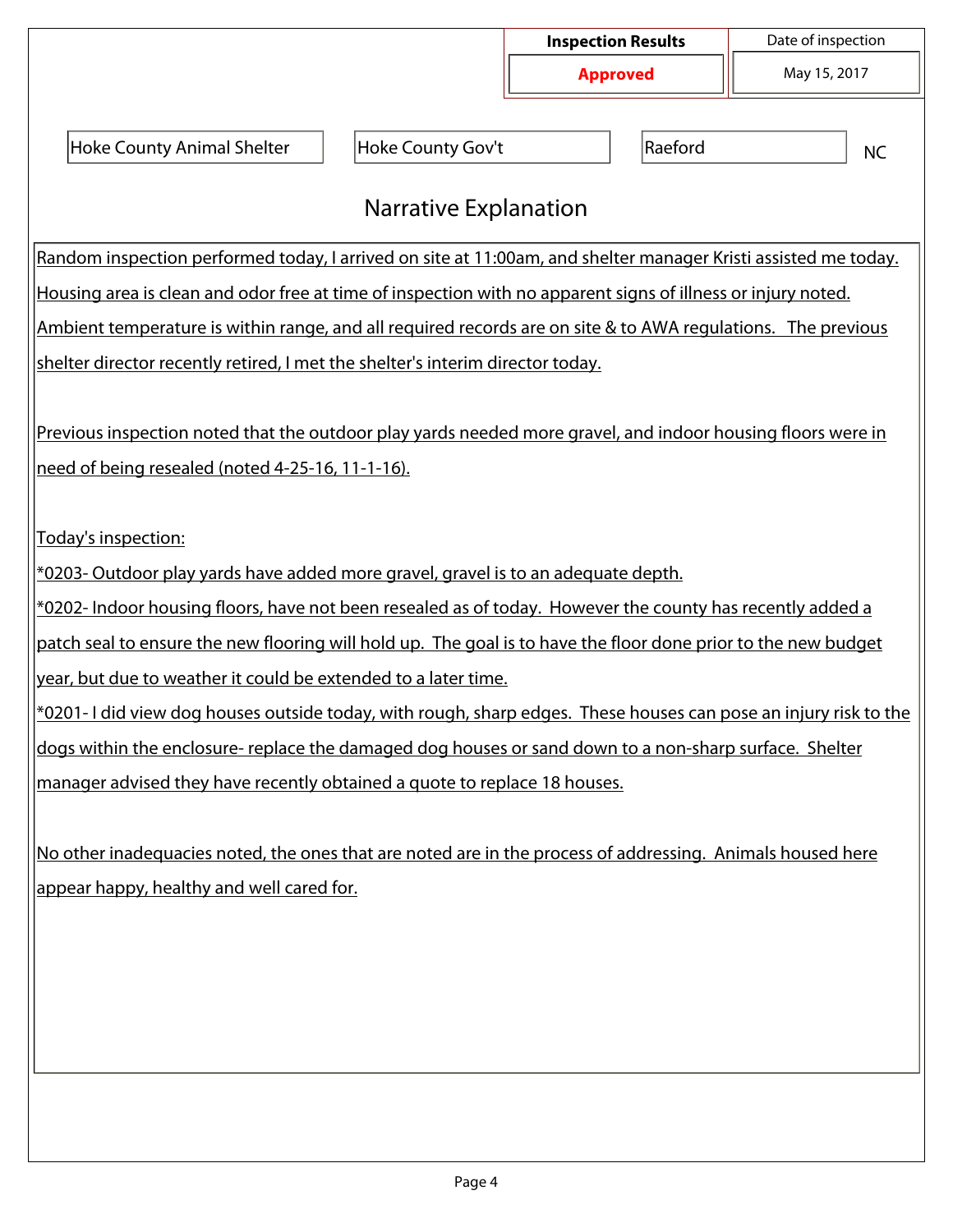| Inspection Results | Date of inspection |
| --- | --- |
| **Approved** | May 15, 2017 |

| | | | |
| --- | --- | --- | --- |
| Hoke County Animal Shelter | Hoke County Gov't | Raeford | NC |

## Narrative Explanation

Random inspection performed today, I arrived on site at 11:00am, and shelter manager Kristi assisted me today. Housing area is clean and odor free at time of inspection with no apparent signs of illness or injury noted. Ambient temperature is within range, and all required records are on site & to AWA regulations. The previous shelter director recently retired, I met the shelter's interim director today.

Previous inspection noted that the outdoor play yards needed more gravel, and indoor housing floors were in need of being resealed (noted 4-25-16, 11-1-16).

Today's inspection:

*0203- Outdoor play yards have added more gravel, gravel is to an adequate depth.

*0202- Indoor housing floors, have not been resealed as of today. However the county has recently added a patch seal to ensure the new flooring will hold up. The goal is to have the floor done prior to the new budget year, but due to weather it could be extended to a later time.

*0201- I did view dog houses outside today, with rough, sharp edges. These houses can pose an injury risk to the dogs within the enclosure- replace the damaged dog houses or sand down to a non-sharp surface. Shelter manager advised they have recently obtained a quote to replace 18 houses.

No other inadequacies noted, the ones that are noted are in the process of addressing. Animals housed here appear happy, healthy and well cared for.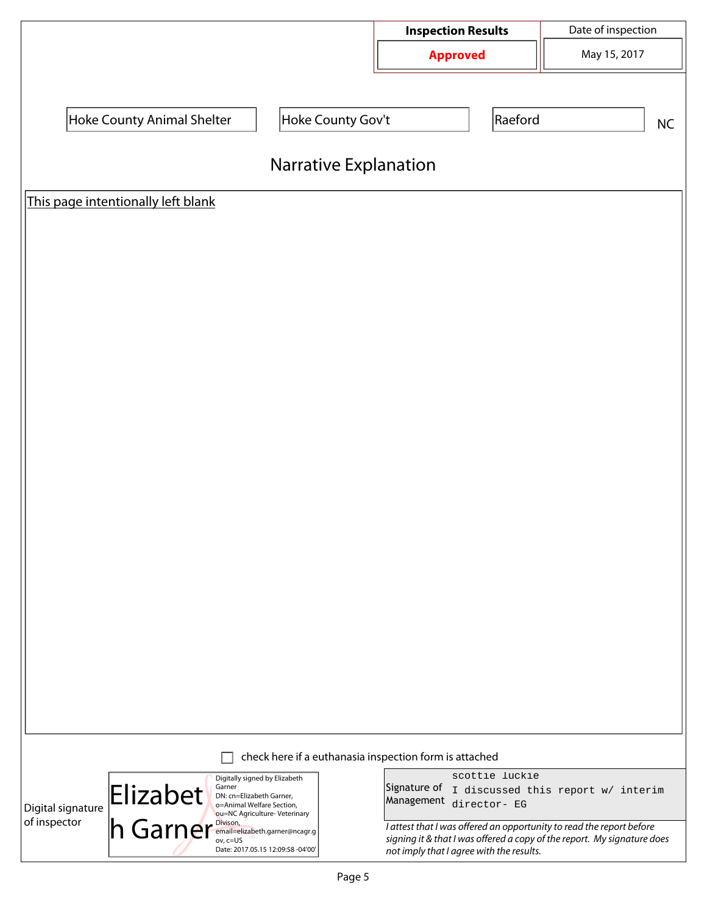| Inspection Results | Date of inspection |
|---|---|
| **Approved** | May 15, 2017 |

| | | | |
|---|---|---|---|
| Hoke County Animal Shelter | Hoke County Gov't | Raeford | NC |

## Narrative Explanation

This page intentionally left blank

☐ check here if a euthanasia inspection form is attached

Digital signature of inspector

Elizabeth Garner

Digitally signed by Elizabeth Garner
DN: cn=Elizabeth Garner, o=Animal Welfare Section, ou=NC Agriculture- Veterinary Divison, email=elizabeth.garner@ncagr.gov, c=US
Date: 2017.05.15 12:09:58 -04'00'

Signature of Management

scottie luckie
I discussed this report w/ interim director- EG

*I attest that I was offered an opportunity to read the report before signing it & that I was offered a copy of the report. My signature does not imply that I agree with the results.*